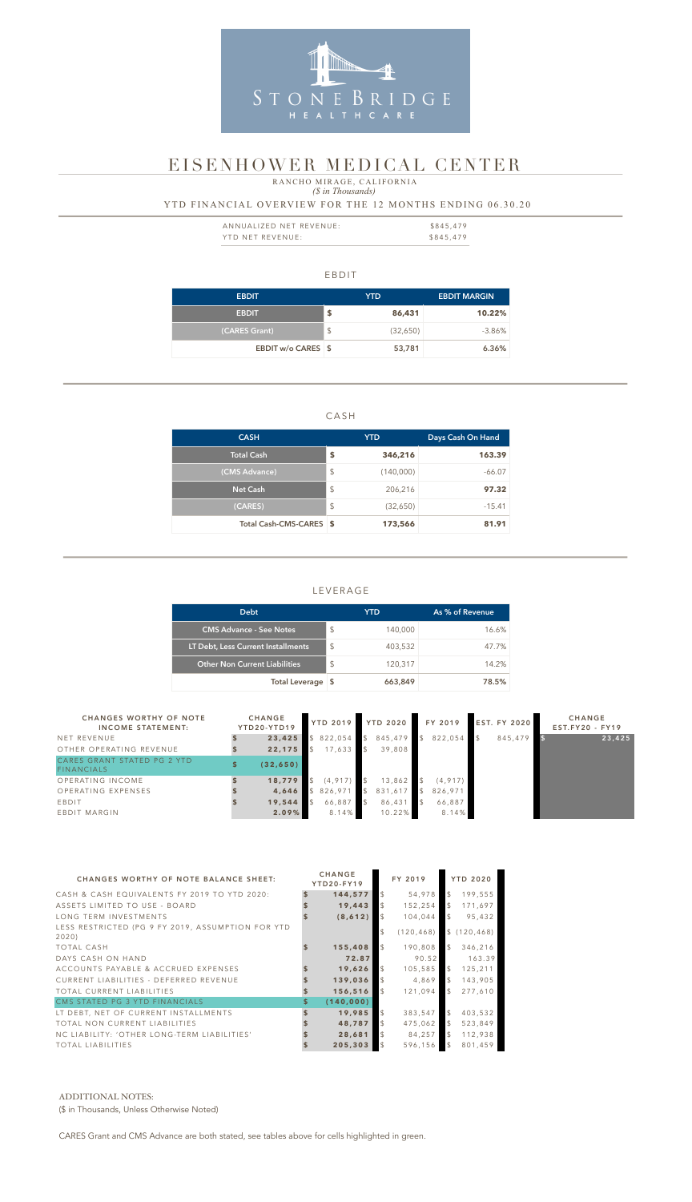STONEBRIDGE HEALTHCARE

# EISENHOWER MEDICAL CENTER

RANCHO MIRAGE, CALIFORNIA
*($ in Thousands)*

YTD FINANCIAL OVERVIEW FOR THE 12 MONTHS ENDING 06.30.20

| | |
|---|---|
| ANNUALIZED NET REVENUE: | $845,479 |
| YTD NET REVENUE: | $845,479 |

## EBDIT

| EBDIT | YTD | EBDIT MARGIN |
|---|---|---|
| **EBDIT** | **$ 86,431** | **10.22%** |
| (CARES Grant) | $ (32,650) | -3.86% |
| **EBDIT w/o CARES** | **$ 53,781** | **6.36%** |

## CASH

| CASH | YTD | Days Cash On Hand |
|---|---|---|
| **Total Cash** | **$ 346,216** | **163.39** |
| (CMS Advance) | $ (140,000) | -66.07 |
| **Net Cash** | $ 206,216 | **97.32** |
| (CARES) | $ (32,650) | -15.41 |
| **Total Cash-CMS-CARES** | **$ 173,566** | **81.91** |

## LEVERAGE

| Debt | YTD | As % of Revenue |
|---|---|---|
| CMS Advance - See Notes | $ 140,000 | 16.6% |
| LT Debt, Less Current Installments | $ 403,532 | 47.7% |
| Other Non Current Liabilities | $ 120,317 | 14.2% |
| **Total Leverage** | **$ 663,849** | **78.5%** |

| CHANGES WORTHY OF NOTE INCOME STATEMENT: | CHANGE YTD20-YTD19 | YTD 2019 | YTD 2020 | FY 2019 | EST. FY 2020 | CHANGE EST.FY20 - FY19 |
|---|---|---|---|---|---|---|
| NET REVENUE | $ 23,425 | $ 822,054 | $ 845,479 | $ 822,054 | $ 845,479 | $ 23,425 |
| OTHER OPERATING REVENUE | $ 22,175 | $ 17,633 | $ 39,808 | | | |
| CARES GRANT STATED PG 2 YTD FINANCIALS | $ (32,650) | | | | | |
| OPERATING INCOME | $ 18,779 | $ (4,917) | $ 13,862 | $ (4,917) | | |
| OPERATING EXPENSES | $ 4,646 | $ 826,971 | $ 831,617 | $ 826,971 | | |
| EBDIT | $ 19,544 | $ 66,887 | $ 86,431 | $ 66,887 | | |
| EBDIT MARGIN | 2.09% | 8.14% | 10.22% | 8.14% | | |

| CHANGES WORTHY OF NOTE BALANCE SHEET: | CHANGE YTD20-FY19 | FY 2019 | YTD 2020 |
|---|---|---|---|
| CASH & CASH EQUIVALENTS FY 2019 TO YTD 2020: | $ 144,577 | $ 54,978 | $ 199,555 |
| ASSETS LIMITED TO USE - BOARD | $ 19,443 | $ 152,254 | $ 171,697 |
| LONG TERM INVESTMENTS | $ (8,612) | $ 104,044 | $ 95,432 |
| LESS RESTRICTED (PG 9 FY 2019, ASSUMPTION FOR YTD 2020) | | $ (120,468) | $ (120,468) |
| TOTAL CASH | $ 155,408 | $ 190,808 | $ 346,216 |
| DAYS CASH ON HAND | 72.87 | 90.52 | 163.39 |
| ACCOUNTS PAYABLE & ACCRUED EXPENSES | $ 19,626 | $ 105,585 | $ 125,211 |
| CURRENT LIABILITIES - DEFERRED REVENUE | $ 139,036 | $ 4,869 | $ 143,905 |
| TOTAL CURRENT LIABILITIES | $ 156,516 | $ 121,094 | $ 277,610 |
| CMS STATED PG 3 YTD FINANCIALS | $ (140,000) | | |
| LT DEBT, NET OF CURRENT INSTALLMENTS | $ 19,985 | $ 383,547 | $ 403,532 |
| TOTAL NON CURRENT LIABILITIES | $ 48,787 | $ 475,062 | $ 523,849 |
| NC LIABILITY: 'OTHER LONG-TERM LIABILITIES' | $ 28,681 | $ 84,257 | $ 112,938 |
| TOTAL LIABILITIES | $ 205,303 | $ 596,156 | $ 801,459 |

ADDITIONAL NOTES:
($ in Thousands, Unless Otherwise Noted)

CARES Grant and CMS Advance are both stated, see tables above for cells highlighted in green.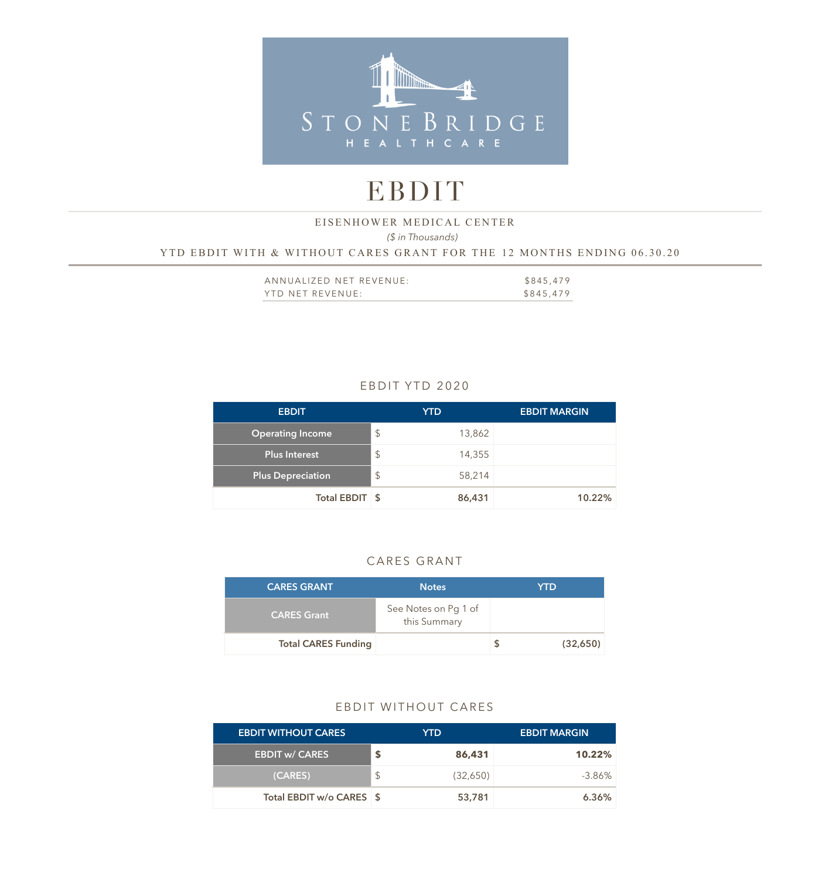STONE BRIDGE HEALTHCARE

# EBDIT

EISENHOWER MEDICAL CENTER

*($ in Thousands)*

YTD EBDIT WITH & WITHOUT CARES GRANT FOR THE 12 MONTHS ENDING 06.30.20

| | |
|---|---|
| ANNUALIZED NET REVENUE: | $845,479 |
| YTD NET REVENUE: | $845,479 |

## EBDIT YTD 2020

| EBDIT | | YTD | EBDIT MARGIN |
|---|---|---|---|
| Operating Income | $ | 13,862 | |
| Plus Interest | $ | 14,355 | |
| Plus Depreciation | $ | 58,214 | |
| **Total EBDIT** | **$** | **86,431** | **10.22%** |

## CARES GRANT

| CARES GRANT | Notes | | YTD |
|---|---|---|---|
| CARES Grant | See Notes on Pg 1 of this Summary | | |
| **Total CARES Funding** | | **$** | **(32,650)** |

## EBDIT WITHOUT CARES

| EBDIT WITHOUT CARES | | YTD | EBDIT MARGIN |
|---|---|---|---|
| EBDIT w/ CARES | **$** | **86,431** | **10.22%** |
| (CARES) | $ | (32,650) | -3.86% |
| **Total EBDIT w/o CARES** | **$** | **53,781** | **6.36%** |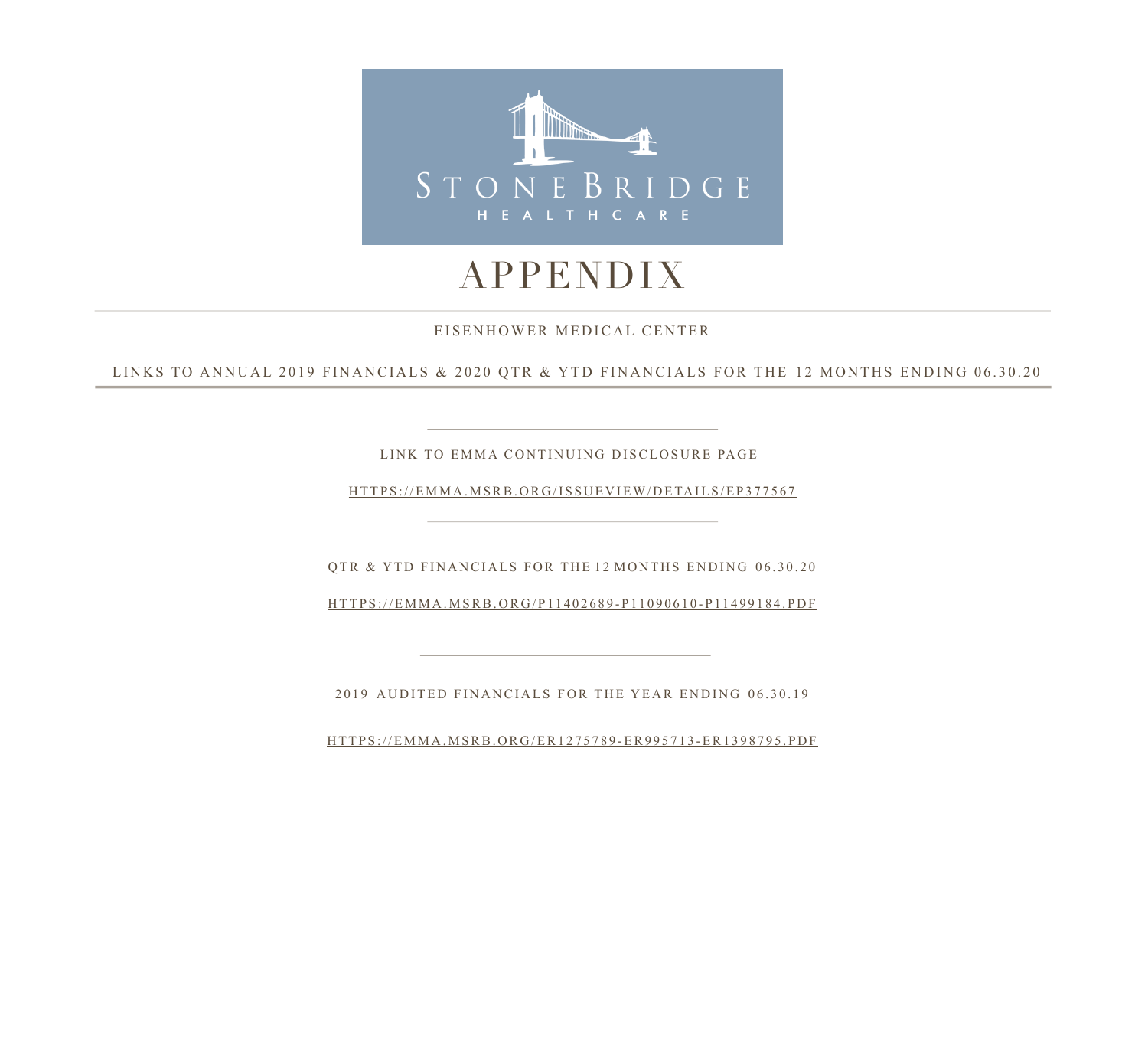STONEBRIDGE HEALTHCARE

# APPENDIX

EISENHOWER MEDICAL CENTER

LINKS TO ANNUAL 2019 FINANCIALS & 2020 QTR & YTD FINANCIALS FOR THE 12 MONTHS ENDING 06.30.20

---

LINK TO EMMA CONTINUING DISCLOSURE PAGE

HTTPS://EMMA.MSRB.ORG/ISSUEVIEW/DETAILS/EP377567

---

QTR & YTD FINANCIALS FOR THE 12 MONTHS ENDING 06.30.20

HTTPS://EMMA.MSRB.ORG/P11402689-P11090610-P11499184.PDF

---

2019 AUDITED FINANCIALS FOR THE YEAR ENDING 06.30.19

HTTPS://EMMA.MSRB.ORG/ER1275789-ER995713-ER1398795.PDF